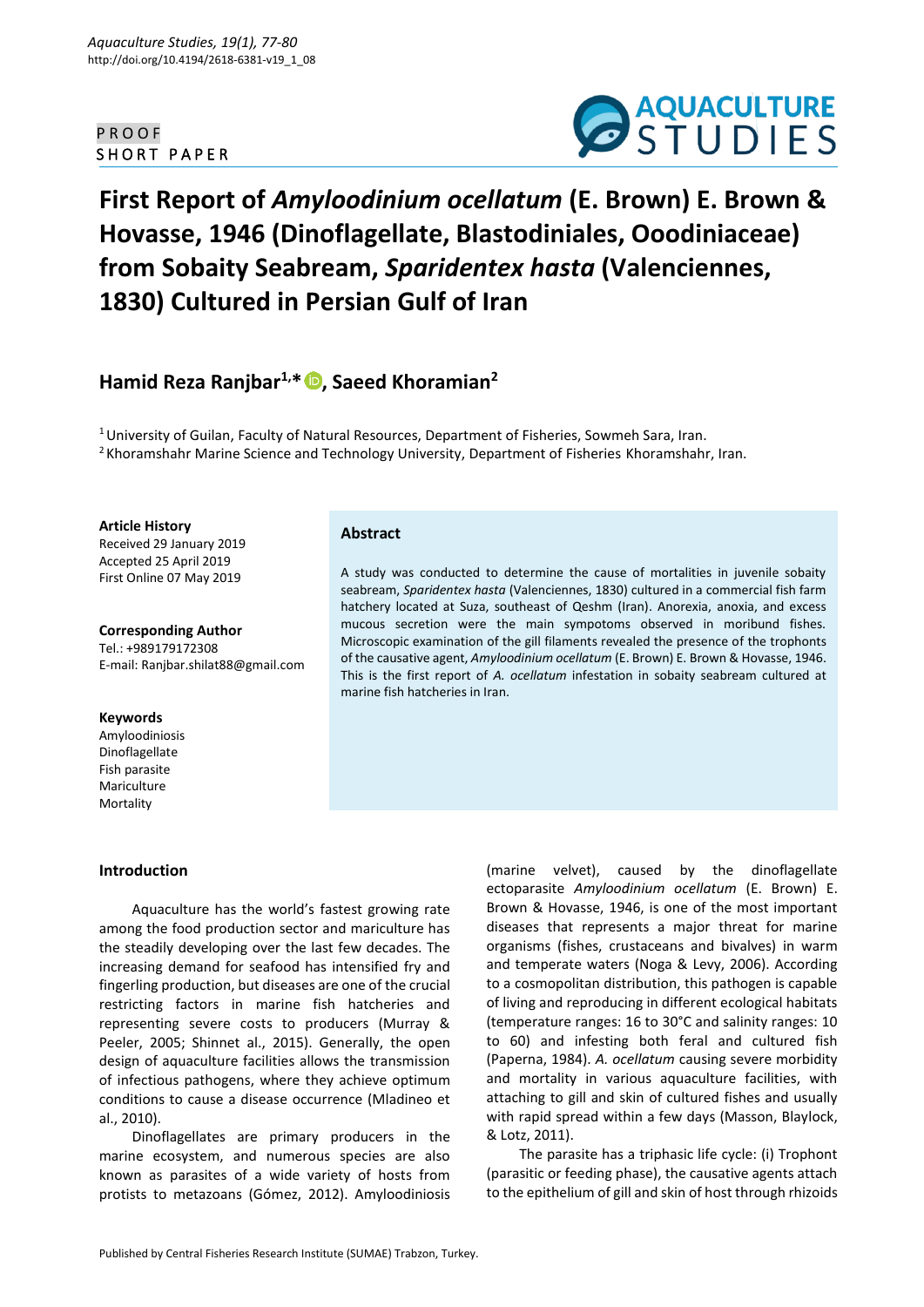PROOF

SHORT PAPER

# First Report of *Amyloodinium ocellatum* (E. Brown) E. Brown & Hovasse, 1946 (Dinoflagellate, Blastodiniales, Oodiniaceae) from Sobaity Seabream, *Sparidentex hasta* (Valenciennes, 1830) Cultured in Persian Gulf of Iran

**Hamid Reza Ranjbar[1,*], Saeed Khoramian[2]**

[1] University of Guilan, Faculty of Natural Resources, Department of Fisheries, Sowmeh Sara, Iran.
[2] Khoramshahr Marine Science and Technology University, Department of Fisheries Khoramshahr, Iran.

**Article History**
Received 29 January 2019
Accepted 25 April 2019
First Online 07 May 2019

**Corresponding Author**
Tel.: +989179172308
E-mail: Ranjbar.shilat88@gmail.com

**Keywords**
Amyloodiniosis
Dinoflagellate
Fish parasite
Mariculture
Mortality

## Abstract

A study was conducted to determine the cause of mortalities in juvenile sobaity seabream, *Sparidentex hasta* (Valenciennes, 1830) cultured in a commercial fish farm hatchery located at Suza, southeast of Qeshm (Iran). Anorexia, anoxia, and excess mucous secretion were the main sympotoms observed in moribund fishes. Microscopic examination of the gill filaments revealed the presence of the trophonts of the causative agent, *Amyloodinium ocellatum* (E. Brown) E. Brown & Hovasse, 1946. This is the first report of *A. ocellatum* infestation in sobaity seabream cultured at marine fish hatcheries in Iran.

## Introduction

Aquaculture has the world's fastest growing rate among the food production sector and mariculture has the steadily developing over the last few decades. The increasing demand for seafood has intensified fry and fingerling production, but diseases are one of the crucial restricting factors in marine fish hatcheries and representing severe costs to producers (Murray & Peeler, 2005; Shinnet al., 2015). Generally, the open design of aquaculture facilities allows the transmission of infectious pathogens, where they achieve optimum conditions to cause a disease occurrence (Mladineo et al., 2010).

Dinoflagellates are primary producers in the marine ecosystem, and numerous species are also known as parasites of a wide variety of hosts from protists to metazoans (Gómez, 2012). Amyloodiniosis (marine velvet), caused by the dinoflagellate ectoparasite *Amyloodinium ocellatum* (E. Brown) E. Brown & Hovasse, 1946, is one of the most important diseases that represents a major threat for marine organisms (fishes, crustaceans and bivalves) in warm and temperate waters (Noga & Levy, 2006). According to a cosmopolitan distribution, this pathogen is capable of living and reproducing in different ecological habitats (temperature ranges: 16 to 30°C and salinity ranges: 10 to 60) and infesting both feral and cultured fish (Paperna, 1984). *A. ocellatum* causing severe morbidity and mortality in various aquaculture facilities, with attaching to gill and skin of cultured fishes and usually with rapid spread within a few days (Masson, Blaylock, & Lotz, 2011).

The parasite has a triphasic life cycle: (i) Trophont (parasitic or feeding phase), the causative agents attach to the epithelium of gill and skin of host through rhizoids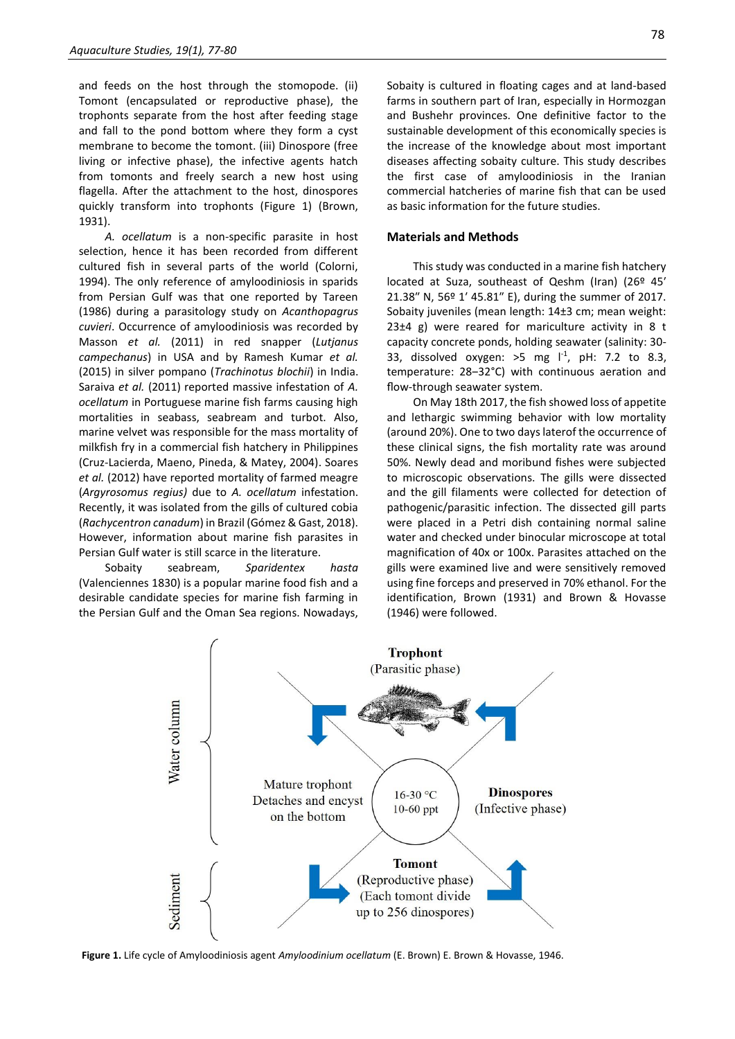and feeds on the host through the stomopode. (ii) Tomont (encapsulated or reproductive phase), the trophonts separate from the host after feeding stage and fall to the pond bottom where they form a cyst membrane to become the tomont. (iii) Dinospore (free living or infective phase), the infective agents hatch from tomonts and freely search a new host using flagella. After the attachment to the host, dinospores quickly transform into trophonts (Figure 1) (Brown, 1931).

*A. ocellatum* is a non-specific parasite in host selection, hence it has been recorded from different cultured fish in several parts of the world (Colorni, 1994). The only reference of amyloodiniosis in sparids from Persian Gulf was that one reported by Tareen (1986) during a parasitology study on *Acanthopagrus cuvieri*. Occurrence of amyloodiniosis was recorded by Masson *et al.* (2011) in red snapper (*Lutjanus campechanus*) in USA and by Ramesh Kumar *et al.* (2015) in silver pompano (*Trachinotus blochii*) in India. Saraiva *et al.* (2011) reported massive infestation of *A. ocellatum* in Portuguese marine fish farms causing high mortalities in seabass, seabream and turbot. Also, marine velvet was responsible for the mass mortality of milkfish fry in a commercial fish hatchery in Philippines (Cruz-Lacierda, Maeno, Pineda, & Matey, 2004). Soares *et al.* (2012) have reported mortality of farmed meagre (*Argyrosomus regius)* due to *A. ocellatum* infestation. Recently, it was isolated from the gills of cultured cobia (*Rachycentron canadum*) in Brazil (Gómez & Gast, 2018). However, information about marine fish parasites in Persian Gulf water is still scarce in the literature.

Sobaity seabream, *Sparidentex hasta* (Valenciennes 1830) is a popular marine food fish and a desirable candidate species for marine fish farming in the Persian Gulf and the Oman Sea regions. Nowadays, Sobaity is cultured in floating cages and at land-based farms in southern part of Iran, especially in Hormozgan and Bushehr provinces. One definitive factor to the sustainable development of this economically species is the increase of the knowledge about most important diseases affecting sobaity culture. This study describes the first case of amyloodiniosis in the Iranian commercial hatcheries of marine fish that can be used as basic information for the future studies.

## Materials and Methods

This study was conducted in a marine fish hatchery located at Suza, southeast of Qeshm (Iran) (26º 45′ 21.38″ N, 56º 1′ 45.81″ E), during the summer of 2017. Sobaity juveniles (mean length: 14±3 cm; mean weight: 23±4 g) were reared for mariculture activity in 8 t capacity concrete ponds, holding seawater (salinity: 30-33, dissolved oxygen: >5 mg $l^{-1}$, pH: 7.2 to 8.3, temperature: 28–32°C) with continuous aeration and flow-through seawater system.

On May 18th 2017, the fish showed loss of appetite and lethargic swimming behavior with low mortality (around 20%). One to two days laterof the occurrence of these clinical signs, the fish mortality rate was around 50%. Newly dead and moribund fishes were subjected to microscopic observations. The gills were dissected and the gill filaments were collected for detection of pathogenic/parasitic infection. The dissected gill parts were placed in a Petri dish containing normal saline water and checked under binocular microscope at total magnification of 40x or 100x. Parasites attached on the gills were examined live and were sensitively removed using fine forceps and preserved in 70% ethanol. For the identification, Brown (1931) and Brown & Hovasse (1946) were followed.

**Figure 1.** Life cycle of Amyloodiniosis agent *Amyloodinium ocellatum* (E. Brown) E. Brown & Hovasse, 1946.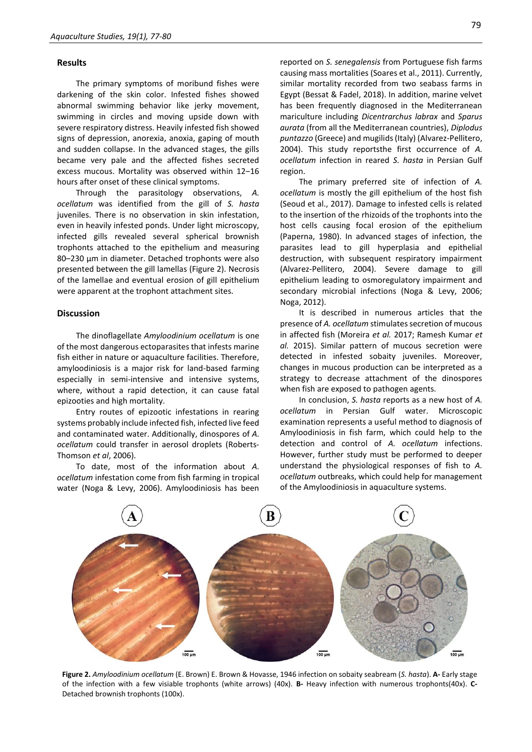## Results

The primary symptoms of moribund fishes were darkening of the skin color. Infested fishes showed abnormal swimming behavior like jerky movement, swimming in circles and moving upside down with severe respiratory distress. Heavily infested fish showed signs of depression, anorexia, anoxia, gaping of mouth and sudden collapse. In the advanced stages, the gills became very pale and the affected fishes secreted excess mucous. Mortality was observed within 12–16 hours after onset of these clinical symptoms.

Through the parasitology observations, *A. ocellatum* was identified from the gill of *S. hasta* juveniles. There is no observation in skin infestation, even in heavily infested ponds. Under light microscopy, infected gills revealed several spherical brownish trophonts attached to the epithelium and measuring 80–230 µm in diameter. Detached trophonts were also presented between the gill lamellas (Figure 2). Necrosis of the lamellae and eventual erosion of gill epithelium were apparent at the trophont attachment sites.

## Discussion

The dinoflagellate *Amyloodinium ocellatum* is one of the most dangerous ectoparasites that infests marine fish either in nature or aquaculture facilities. Therefore, amyloodiniosis is a major risk for land-based farming especially in semi-intensive and intensive systems, where, without a rapid detection, it can cause fatal epizooties and high mortality.

Entry routes of epizootic infestations in rearing systems probably include infected fish, infected live feed and contaminated water. Additionally, dinospores of *A. ocellatum* could transfer in aerosol droplets (Roberts-Thomson *et al*, 2006).

To date, most of the information about *A. ocellatum* infestation come from fish farming in tropical water (Noga & Levy, 2006). Amyloodiniosis has been reported on *S. senegalensis* from Portuguese fish farms causing mass mortalities (Soares et al., 2011). Currently, similar mortality recorded from two seabass farms in Egypt (Bessat & Fadel, 2018). In addition, marine velvet has been frequently diagnosed in the Mediterranean mariculture including *Dicentrarchus labrax* and *Sparus aurata* (from all the Mediterranean countries), *Diplodus puntazzo* (Greece) and mugilids (Italy) (Alvarez-Pellitero, 2004). This study reportsthe first occurrence of *A. ocellatum* infection in reared *S. hasta* in Persian Gulf region.

The primary preferred site of infection of *A. ocellatum* is mostly the gill epithelium of the host fish (Seoud et al., 2017). Damage to infested cells is related to the insertion of the rhizoids of the trophonts into the host cells causing focal erosion of the epithelium (Paperna, 1980). In advanced stages of infection, the parasites lead to gill hyperplasia and epithelial destruction, with subsequent respiratory impairment (Alvarez-Pellitero, 2004). Severe damage to gill epithelium leading to osmoregulatory impairment and secondary microbial infections (Noga & Levy, 2006; Noga, 2012).

It is described in numerous articles that the presence of *A. ocellatum* stimulates secretion of mucous in affected fish (Moreira *et al.* 2017; Ramesh Kumar *et al.* 2015). Similar pattern of mucous secretion were detected in infested sobaity juveniles. Moreover, changes in mucous production can be interpreted as a strategy to decrease attachment of the dinospores when fish are exposed to pathogen agents.

In conclusion, *S. hasta* reports as a new host of *A. ocellatum* in Persian Gulf water. Microscopic examination represents a useful method to diagnosis of Amyloodiniosis in fish farm, which could help to the detection and control of *A. ocellatum* infections. However, further study must be performed to deeper understand the physiological responses of fish to *A. ocellatum* outbreaks, which could help for management of the Amyloodiniosis in aquaculture systems.

**Figure 2.** *Amyloodinium ocellatum* (E. Brown) E. Brown & Hovasse, 1946 infection on sobaity seabream (*S. hasta*). **A-** Early stage of the infection with a few visiable trophonts (white arrows) (40x). **B-** Heavy infection with numerous trophonts(40x). **C-** Detached brownish trophonts (100x).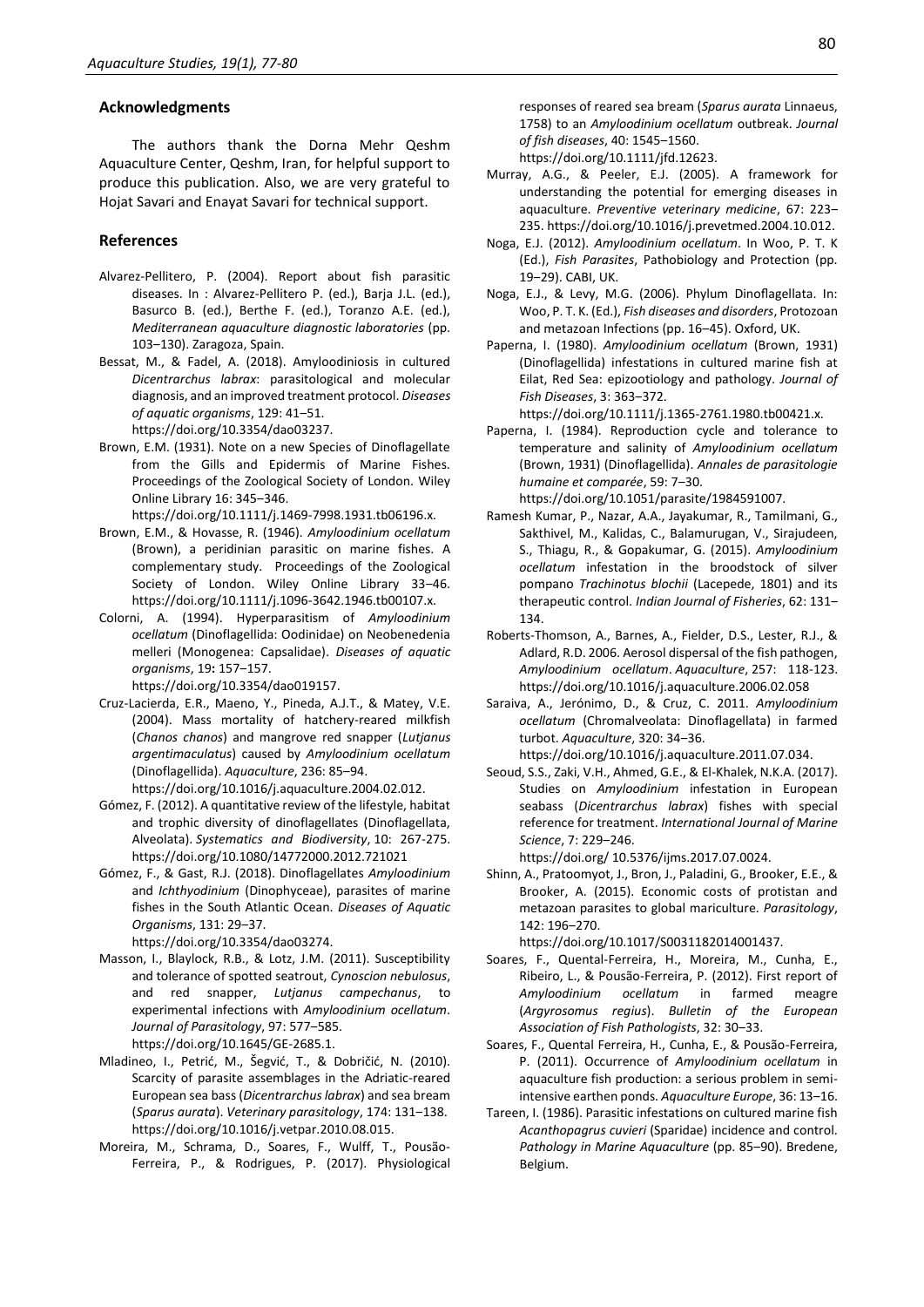## Acknowledgments

The authors thank the Dorna Mehr Qeshm Aquaculture Center, Qeshm, Iran, for helpful support to produce this publication. Also, we are very grateful to Hojat Savari and Enayat Savari for technical support.

## References

Alvarez-Pellitero, P. (2004). Report about fish parasitic diseases. In : Alvarez-Pellitero P. (ed.), Barja J.L. (ed.), Basurco B. (ed.), Berthe F. (ed.), Toranzo A.E. (ed.), *Mediterranean aquaculture diagnostic laboratories* (pp. 103–130). Zaragoza, Spain.

Bessat, M., & Fadel, A. (2018). Amyloodiniosis in cultured *Dicentrarchus labrax*: parasitological and molecular diagnosis, and an improved treatment protocol. *Diseases of aquatic organisms*, 129: 41–51. https://doi.org/10.3354/dao03237.

Brown, E.M. (1931). Note on a new Species of Dinoflagellate from the Gills and Epidermis of Marine Fishes. Proceedings of the Zoological Society of London. Wiley Online Library 16: 345–346. https://doi.org/10.1111/j.1469-7998.1931.tb06196.x.

Brown, E.M., & Hovasse, R. (1946). *Amyloodinium ocellatum* (Brown), a peridinian parasitic on marine fishes. A complementary study. Proceedings of the Zoological Society of London. Wiley Online Library 33–46. https://doi.org/10.1111/j.1096-3642.1946.tb00107.x.

Colorni, A. (1994). Hyperparasitism of *Amyloodinium ocellatum* (Dinoflagellida: Oodinidae) on Neobenedenia melleri (Monogenea: Capsalidae). *Diseases of aquatic organisms*, 19**:** 157–157. https://doi.org/10.3354/dao019157.

Cruz-Lacierda, E.R., Maeno, Y., Pineda, A.J.T., & Matey, V.E. (2004). Mass mortality of hatchery-reared milkfish (*Chanos chanos*) and mangrove red snapper (*Lutjanus argentimaculatus*) caused by *Amyloodinium ocellatum* (Dinoflagellida). *Aquaculture*, 236: 85–94. https://doi.org/10.1016/j.aquaculture.2004.02.012.

Gómez, F. (2012). A quantitative review of the lifestyle, habitat and trophic diversity of dinoflagellates (Dinoflagellata, Alveolata). *Systematics and Biodiversity*, 10: 267-275. https://doi.org/10.1080/14772000.2012.721021

Gómez, F., & Gast, R.J. (2018). Dinoflagellates *Amyloodinium* and *Ichthyodinium* (Dinophyceae), parasites of marine fishes in the South Atlantic Ocean. *Diseases of Aquatic Organisms*, 131: 29–37. https://doi.org/10.3354/dao03274.

Masson, I., Blaylock, R.B., & Lotz, J.M. (2011). Susceptibility and tolerance of spotted seatrout, *Cynoscion nebulosus*, and red snapper, *Lutjanus campechanus*, to experimental infections with *Amyloodinium ocellatum*. *Journal of Parasitology*, 97: 577–585. https://doi.org/10.1645/GE-2685.1.

Mladineo, I., Petrić, M., Šegvić, T., & Dobričić, N. (2010). Scarcity of parasite assemblages in the Adriatic-reared European sea bass (*Dicentrarchus labrax*) and sea bream (*Sparus aurata*). *Veterinary parasitology*, 174: 131–138. https://doi.org/10.1016/j.vetpar.2010.08.015.

Moreira, M., Schrama, D., Soares, F., Wulff, T., Pousão-Ferreira, P., & Rodrigues, P. (2017). Physiological responses of reared sea bream (*Sparus aurata* Linnaeus, 1758) to an *Amyloodinium ocellatum* outbreak. *Journal of fish diseases*, 40: 1545–1560. https://doi.org/10.1111/jfd.12623.

Murray, A.G., & Peeler, E.J. (2005). A framework for understanding the potential for emerging diseases in aquaculture. *Preventive veterinary medicine*, 67: 223–235. https://doi.org/10.1016/j.prevetmed.2004.10.012.

Noga, E.J. (2012). *Amyloodinium ocellatum*. In Woo, P. T. K (Ed.), *Fish Parasites*, Pathobiology and Protection (pp. 19–29). CABI, UK.

Noga, E.J., & Levy, M.G. (2006). Phylum Dinoflagellata. In: Woo, P. T. K. (Ed.), *Fish diseases and disorders*, Protozoan and metazoan Infections (pp. 16–45). Oxford, UK.

Paperna, I. (1980). *Amyloodinium ocellatum* (Brown, 1931) (Dinoflagellida) infestations in cultured marine fish at Eilat, Red Sea: epizootiology and pathology. *Journal of Fish Diseases*, 3: 363–372. https://doi.org/10.1111/j.1365-2761.1980.tb00421.x.

Paperna, I. (1984). Reproduction cycle and tolerance to temperature and salinity of *Amyloodinium ocellatum* (Brown, 1931) (Dinoflagellida). *Annales de parasitologie humaine et comparée*, 59: 7–30. https://doi.org/10.1051/parasite/1984591007.

Ramesh Kumar, P., Nazar, A.A., Jayakumar, R., Tamilmani, G., Sakthivel, M., Kalidas, C., Balamurugan, V., Sirajudeen, S., Thiagu, R., & Gopakumar, G. (2015). *Amyloodinium ocellatum* infestation in the broodstock of silver pompano *Trachinotus blochii* (Lacepede, 1801) and its therapeutic control. *Indian Journal of Fisheries*, 62: 131–134.

Roberts-Thomson, A., Barnes, A., Fielder, D.S., Lester, R.J., & Adlard, R.D. 2006. Aerosol dispersal of the fish pathogen, *Amyloodinium ocellatum*. *Aquaculture*, 257: 118-123. https://doi.org/10.1016/j.aquaculture.2006.02.058

Saraiva, A., Jerónimo, D., & Cruz, C. 2011. *Amyloodinium ocellatum* (Chromalveolata: Dinoflagellata) in farmed turbot. *Aquaculture*, 320: 34–36. https://doi.org/10.1016/j.aquaculture.2011.07.034.

Seoud, S.S., Zaki, V.H., Ahmed, G.E., & El-Khalek, N.K.A. (2017). Studies on *Amyloodinium* infestation in European seabass (*Dicentrarchus labrax*) fishes with special reference for treatment. *International Journal of Marine Science*, 7: 229–246. https://doi.org/ 10.5376/ijms.2017.07.0024.

Shinn, A., Pratoomyot, J., Bron, J., Paladini, G., Brooker, E.E., & Brooker, A. (2015). Economic costs of protistan and metazoan parasites to global mariculture. *Parasitology*, 142: 196–270. https://doi.org/10.1017/S0031182014001437.

Soares, F., Quental-Ferreira, H., Moreira, M., Cunha, E., Ribeiro, L., & Pousão-Ferreira, P. (2012). First report of *Amyloodinium ocellatum* in farmed meagre (*Argyrosomus regius*). *Bulletin of the European Association of Fish Pathologists*, 32: 30–33.

Soares, F., Quental Ferreira, H., Cunha, E., & Pousão-Ferreira, P. (2011). Occurrence of *Amyloodinium ocellatum* in aquaculture fish production: a serious problem in semi-intensive earthen ponds. *Aquaculture Europe*, 36: 13–16.

Tareen, I. (1986). Parasitic infestations on cultured marine fish *Acanthopagrus cuvieri* (Sparidae) incidence and control. *Pathology in Marine Aquaculture* (pp. 85–90). Bredene, Belgium.